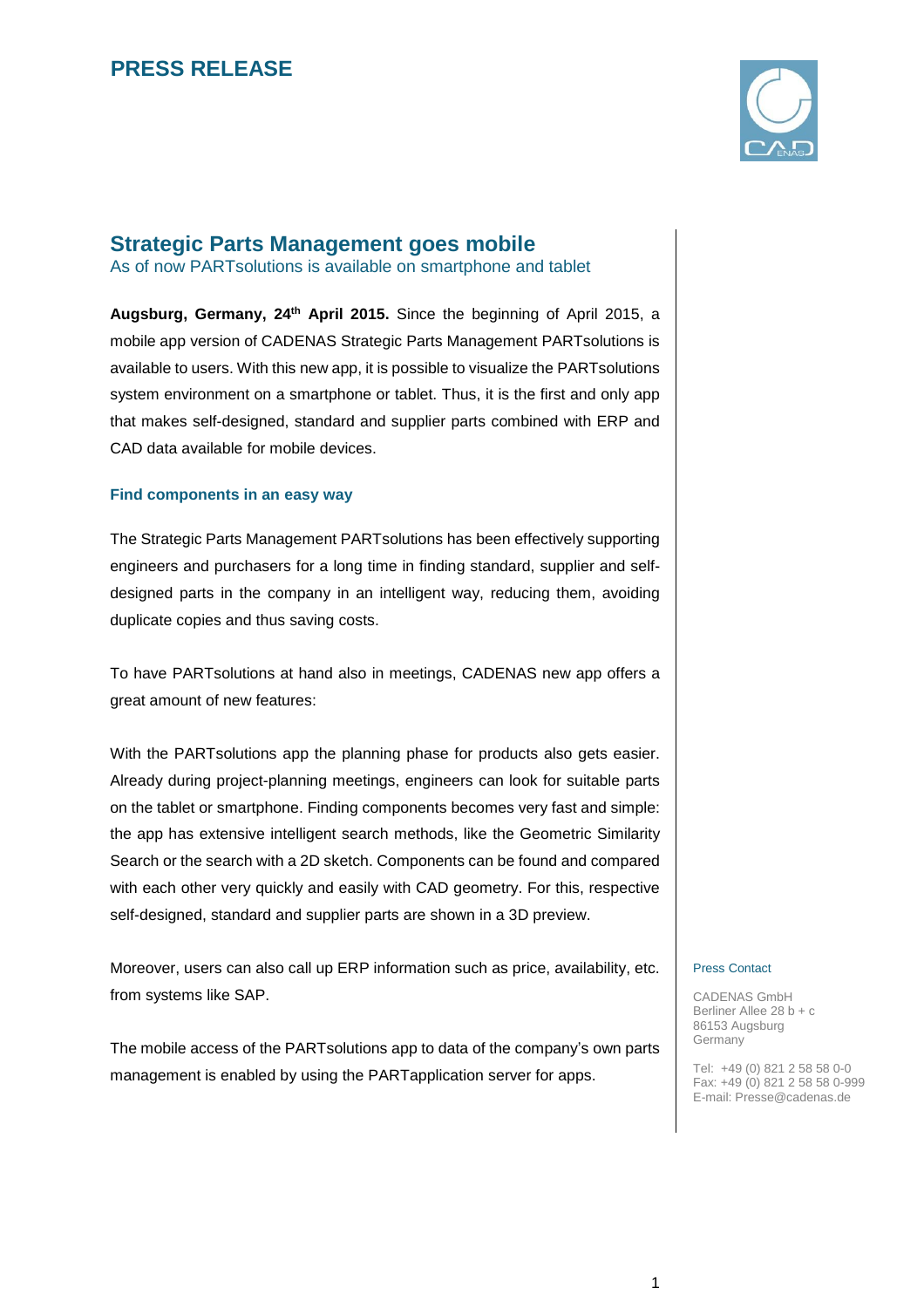# PRESS RELEASE

## Strategic Parts Management goes mobile

As of now PARTsolutions is available on smartphone and tablet

**Augsburg, Germany, 24th April 2015.** Since the beginning of April 2015, a mobile app version of CADENAS Strategic Parts Management PARTsolutions is available to users. With this new app, it is possible to visualize the PARTsolutions system environment on a smartphone or tablet. Thus, it is the first and only app that makes self-designed, standard and supplier parts combined with ERP and CAD data available for mobile devices.

### Find components in an easy way

The Strategic Parts Management PARTsolutions has been effectively supporting engineers and purchasers for a long time in finding standard, supplier and self-designed parts in the company in an intelligent way, reducing them, avoiding duplicate copies and thus saving costs.

To have PARTsolutions at hand also in meetings, CADENAS new app offers a great amount of new features:

With the PARTsolutions app the planning phase for products also gets easier. Already during project-planning meetings, engineers can look for suitable parts on the tablet or smartphone. Finding components becomes very fast and simple: the app has extensive intelligent search methods, like the Geometric Similarity Search or the search with a 2D sketch. Components can be found and compared with each other very quickly and easily with CAD geometry. For this, respective self-designed, standard and supplier parts are shown in a 3D preview.

Moreover, users can also call up ERP information such as price, availability, etc. from systems like SAP.

The mobile access of the PARTsolutions app to data of the company's own parts management is enabled by using the PARTapplication server for apps.

Press Contact

CADENAS GmbH
Berliner Allee 28 b + c
86153 Augsburg
Germany

Tel: +49 (0) 821 2 58 58 0-0
Fax: +49 (0) 821 2 58 58 0-999
E-mail: Presse@cadenas.de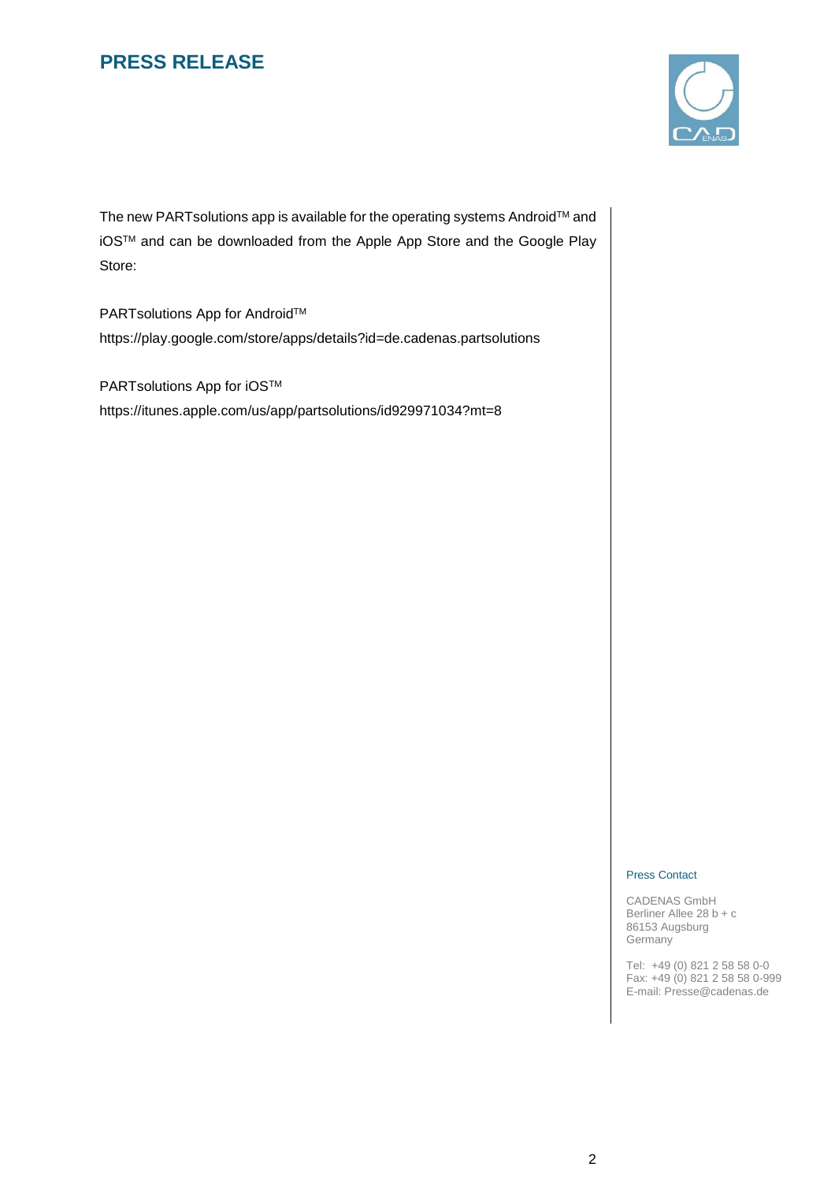The new PARTsolutions app is available for the operating systems Android™ and iOS™ and can be downloaded from the Apple App Store and the Google Play Store:

PARTsolutions App for Android™
https://play.google.com/store/apps/details?id=de.cadenas.partsolutions

PARTsolutions App for iOS™
https://itunes.apple.com/us/app/partsolutions/id929971034?mt=8

Press Contact

CADENAS GmbH
Berliner Allee 28 b + c
86153 Augsburg
Germany

Tel: +49 (0) 821 2 58 58 0-0
Fax: +49 (0) 821 2 58 58 0-999
E-mail: Presse@cadenas.de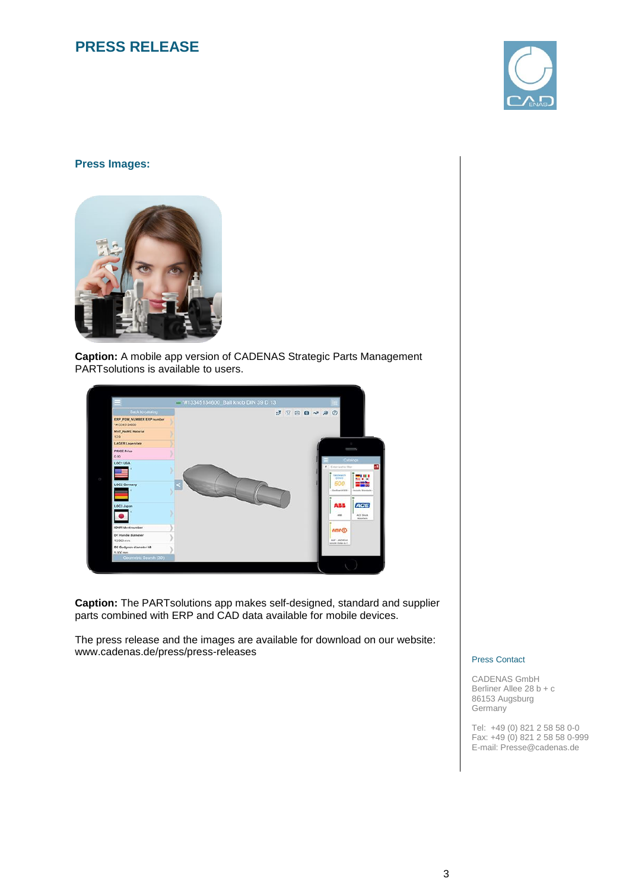# PRESS RELEASE

## Press Images:

**Caption:** A mobile app version of CADENAS Strategic Parts Management PARTsolutions is available to users.

**Caption:** The PARTsolutions app makes self-designed, standard and supplier parts combined with ERP and CAD data available for mobile devices.

The press release and the images are available for download on our website: www.cadenas.de/press/press-releases

Press Contact

CADENAS GmbH
Berliner Allee 28 b + c
86153 Augsburg
Germany

Tel: +49 (0) 821 2 58 58 0-0
Fax: +49 (0) 821 2 58 58 0-999
E-mail: Presse@cadenas.de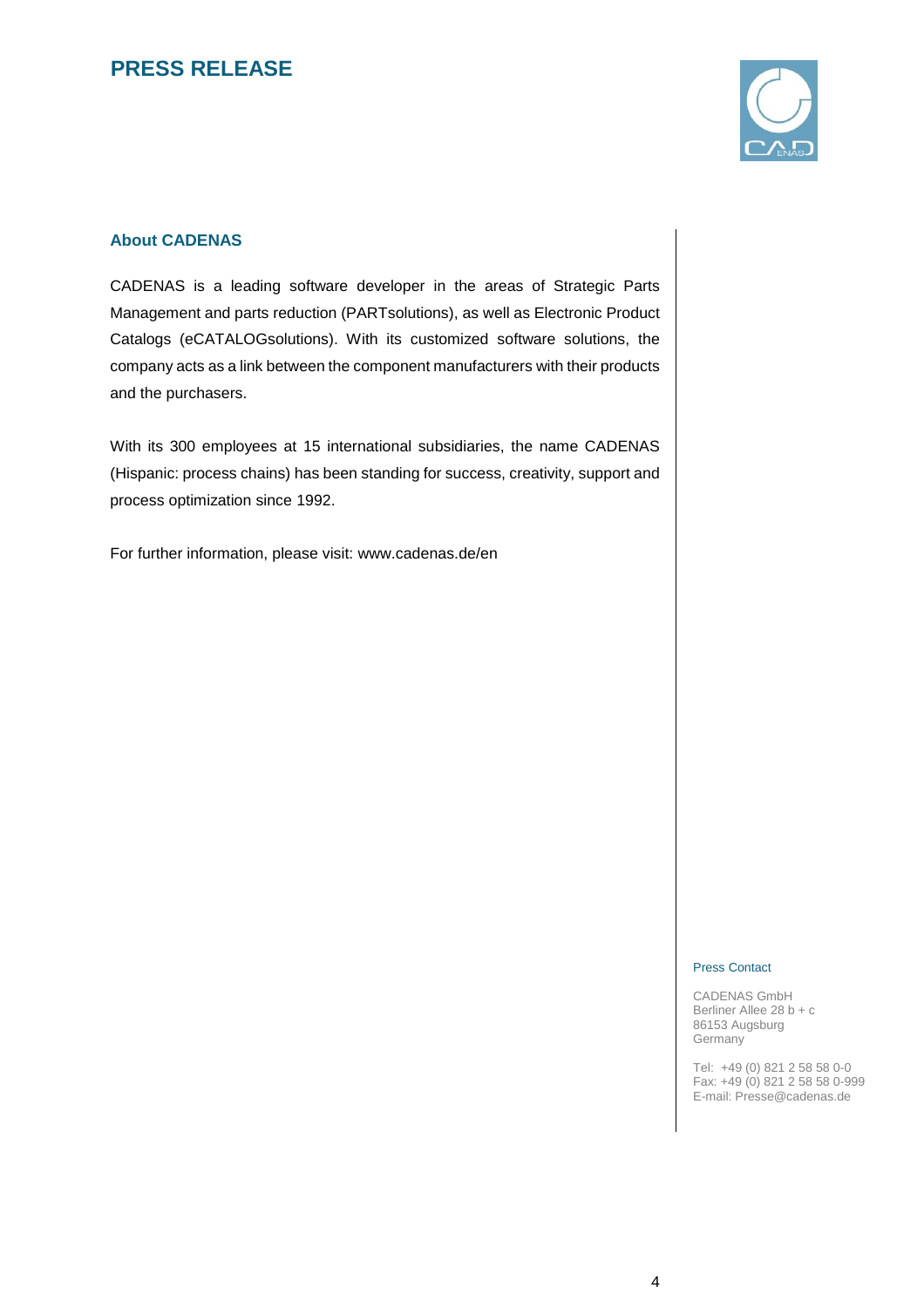## About CADENAS

CADENAS is a leading software developer in the areas of Strategic Parts Management and parts reduction (PARTsolutions), as well as Electronic Product Catalogs (eCATALOGsolutions). With its customized software solutions, the company acts as a link between the component manufacturers with their products and the purchasers.

With its 300 employees at 15 international subsidiaries, the name CADENAS (Hispanic: process chains) has been standing for success, creativity, support and process optimization since 1992.

For further information, please visit: www.cadenas.de/en

Press Contact

CADENAS GmbH
Berliner Allee 28 b + c
86153 Augsburg
Germany

Tel: +49 (0) 821 2 58 58 0-0
Fax: +49 (0) 821 2 58 58 0-999
E-mail: Presse@cadenas.de